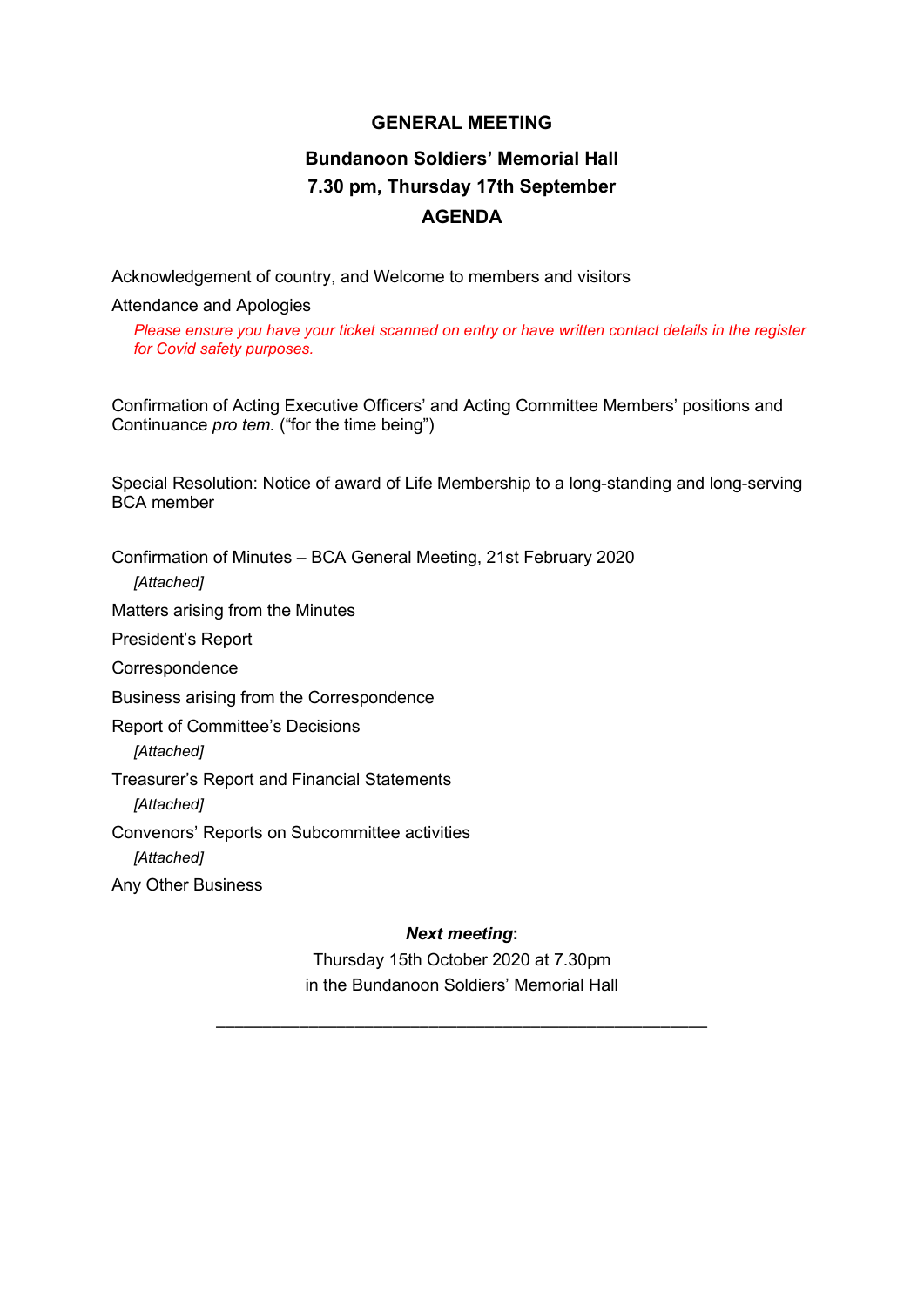# GENERAL MEETING

## Bundanoon Soldiers' Memorial Hall

## 7.30 pm, Thursday 17th September

## AGENDA

Acknowledgement of country, and Welcome to members and visitors

Attendance and Apologies

> *Please ensure you have your ticket scanned on entry or have written contact details in the register for Covid safety purposes.*

Confirmation of Acting Executive Officers' and Acting Committee Members' positions and Continuance *pro tem.* ("for the time being")

Special Resolution: Notice of award of Life Membership to a long-standing and long-serving BCA member

Confirmation of Minutes – BCA General Meeting, 21st February 2020

> *[Attached]*

Matters arising from the Minutes

President's Report

Correspondence

Business arising from the Correspondence

Report of Committee's Decisions

> *[Attached]*

Treasurer's Report and Financial Statements

> *[Attached]*

Convenors' Reports on Subcommittee activities

> *[Attached]*

Any Other Business

***Next meeting*:**

Thursday 15th October 2020 at 7.30pm
in the Bundanoon Soldiers' Memorial Hall

---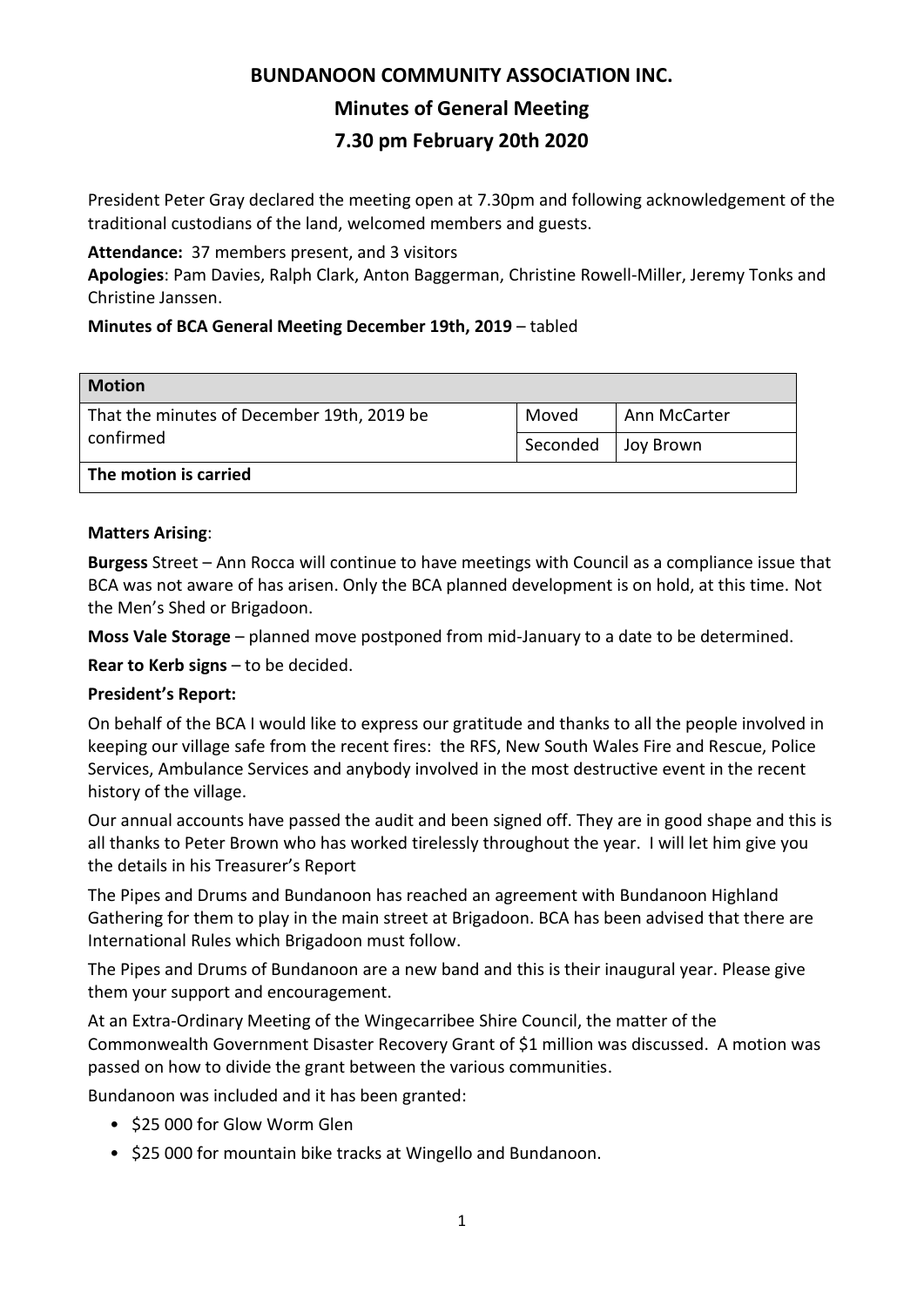# BUNDANOON COMMUNITY ASSOCIATION INC.

## Minutes of General Meeting

## 7.30 pm February 20th 2020

President Peter Gray declared the meeting open at 7.30pm and following acknowledgement of the traditional custodians of the land, welcomed members and guests.

**Attendance:** 37 members present, and 3 visitors

**Apologies**: Pam Davies, Ralph Clark, Anton Baggerman, Christine Rowell-Miller, Jeremy Tonks and Christine Janssen.

**Minutes of BCA General Meeting December 19th, 2019** – tabled

| **Motion** | | |
|---|---|---|
| That the minutes of December 19th, 2019 be confirmed | Moved | Ann McCarter |
| | Seconded | Joy Brown |
| **The motion is carried** | | |

**Matters Arising**:

**Burgess** Street – Ann Rocca will continue to have meetings with Council as a compliance issue that BCA was not aware of has arisen. Only the BCA planned development is on hold, at this time. Not the Men's Shed or Brigadoon.

**Moss Vale Storage** – planned move postponed from mid-January to a date to be determined.

**Rear to Kerb signs** – to be decided.

**President's Report:**

On behalf of the BCA I would like to express our gratitude and thanks to all the people involved in keeping our village safe from the recent fires: the RFS, New South Wales Fire and Rescue, Police Services, Ambulance Services and anybody involved in the most destructive event in the recent history of the village.

Our annual accounts have passed the audit and been signed off. They are in good shape and this is all thanks to Peter Brown who has worked tirelessly throughout the year. I will let him give you the details in his Treasurer's Report

The Pipes and Drums and Bundanoon has reached an agreement with Bundanoon Highland Gathering for them to play in the main street at Brigadoon. BCA has been advised that there are International Rules which Brigadoon must follow.

The Pipes and Drums of Bundanoon are a new band and this is their inaugural year. Please give them your support and encouragement.

At an Extra-Ordinary Meeting of the Wingecarribee Shire Council, the matter of the Commonwealth Government Disaster Recovery Grant of $1 million was discussed. A motion was passed on how to divide the grant between the various communities.

Bundanoon was included and it has been granted:

- $25 000 for Glow Worm Glen
- $25 000 for mountain bike tracks at Wingello and Bundanoon.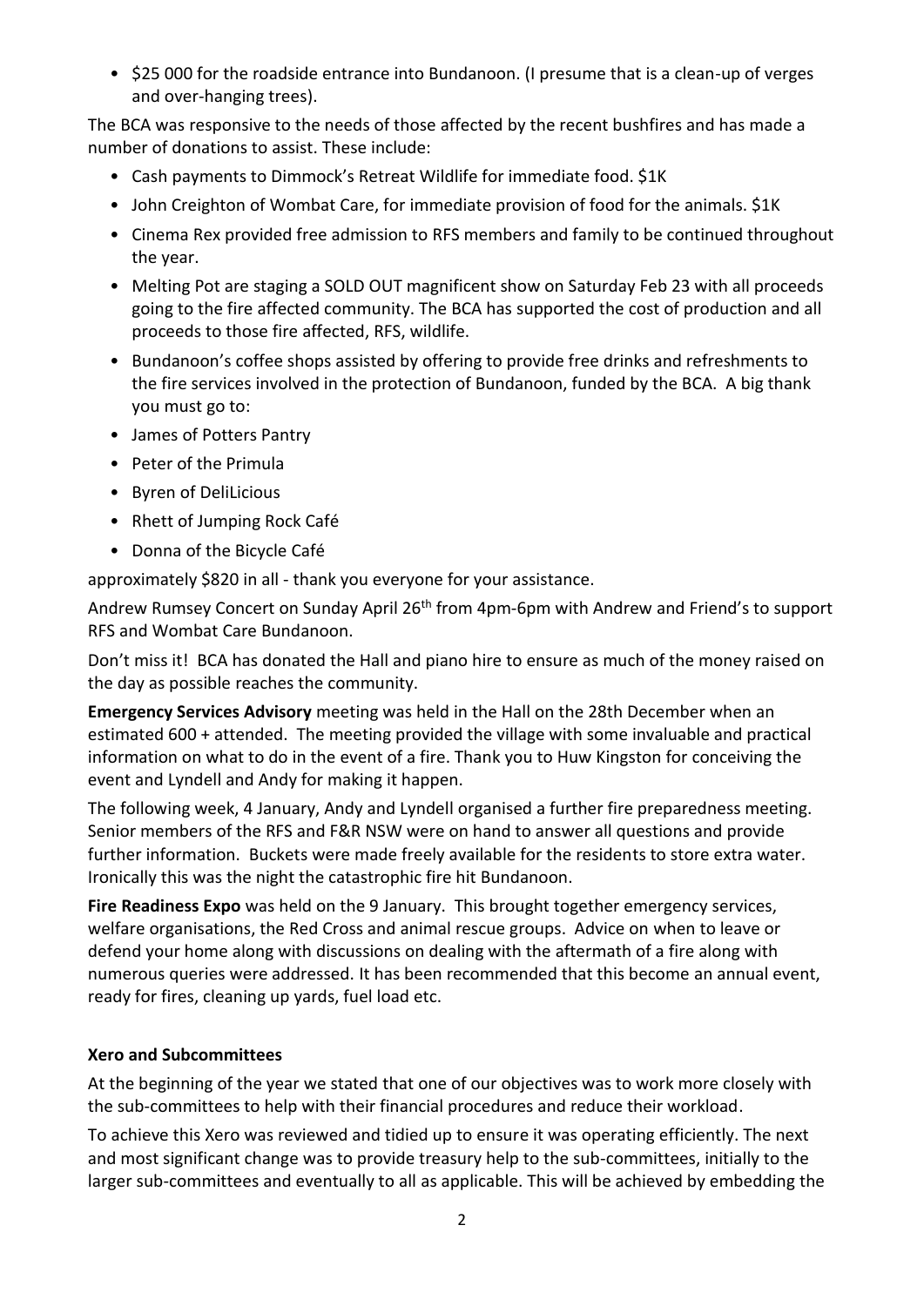- $25 000 for the roadside entrance into Bundanoon. (I presume that is a clean-up of verges and over-hanging trees).

The BCA was responsive to the needs of those affected by the recent bushfires and has made a number of donations to assist. These include:

- Cash payments to Dimmock's Retreat Wildlife for immediate food. $1K
- John Creighton of Wombat Care, for immediate provision of food for the animals. $1K
- Cinema Rex provided free admission to RFS members and family to be continued throughout the year.
- Melting Pot are staging a SOLD OUT magnificent show on Saturday Feb 23 with all proceeds going to the fire affected community. The BCA has supported the cost of production and all proceeds to those fire affected, RFS, wildlife.
- Bundanoon's coffee shops assisted by offering to provide free drinks and refreshments to the fire services involved in the protection of Bundanoon, funded by the BCA. A big thank you must go to:
- James of Potters Pantry
- Peter of the Primula
- Byren of DeliLicious
- Rhett of Jumping Rock Café
- Donna of the Bicycle Café

approximately $820 in all - thank you everyone for your assistance.

Andrew Rumsey Concert on Sunday April 26th from 4pm-6pm with Andrew and Friend's to support RFS and Wombat Care Bundanoon.

Don't miss it! BCA has donated the Hall and piano hire to ensure as much of the money raised on the day as possible reaches the community.

**Emergency Services Advisory** meeting was held in the Hall on the 28th December when an estimated 600 + attended. The meeting provided the village with some invaluable and practical information on what to do in the event of a fire. Thank you to Huw Kingston for conceiving the event and Lyndell and Andy for making it happen.

The following week, 4 January, Andy and Lyndell organised a further fire preparedness meeting. Senior members of the RFS and F&R NSW were on hand to answer all questions and provide further information. Buckets were made freely available for the residents to store extra water. Ironically this was the night the catastrophic fire hit Bundanoon.

**Fire Readiness Expo** was held on the 9 January. This brought together emergency services, welfare organisations, the Red Cross and animal rescue groups. Advice on when to leave or defend your home along with discussions on dealing with the aftermath of a fire along with numerous queries were addressed. It has been recommended that this become an annual event, ready for fires, cleaning up yards, fuel load etc.

**Xero and Subcommittees**

At the beginning of the year we stated that one of our objectives was to work more closely with the sub-committees to help with their financial procedures and reduce their workload.

To achieve this Xero was reviewed and tidied up to ensure it was operating efficiently. The next and most significant change was to provide treasury help to the sub-committees, initially to the larger sub-committees and eventually to all as applicable. This will be achieved by embedding the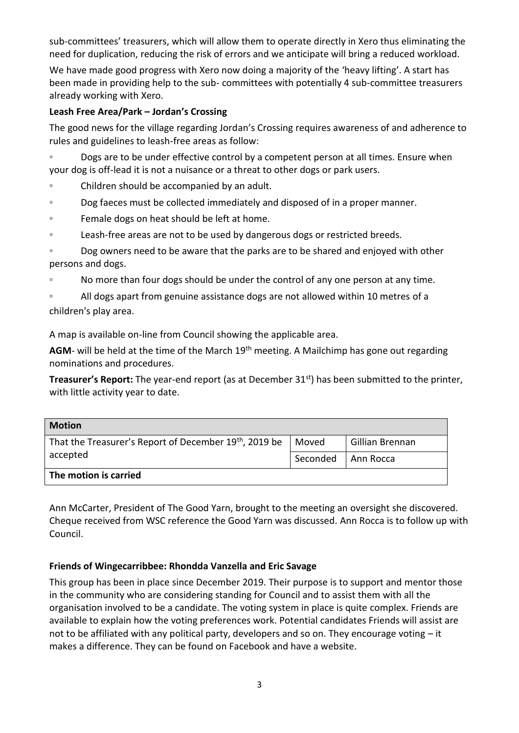sub-committees' treasurers, which will allow them to operate directly in Xero thus eliminating the need for duplication, reducing the risk of errors and we anticipate will bring a reduced workload.

We have made good progress with Xero now doing a majority of the 'heavy lifting'. A start has been made in providing help to the sub- committees with potentially 4 sub-committee treasurers already working with Xero.

**Leash Free Area/Park – Jordan's Crossing**

The good news for the village regarding Jordan's Crossing requires awareness of and adherence to rules and guidelines to leash-free areas as follow:

- Dogs are to be under effective control by a competent person at all times. Ensure when your dog is off-lead it is not a nuisance or a threat to other dogs or park users.
- Children should be accompanied by an adult.
- Dog faeces must be collected immediately and disposed of in a proper manner.
- Female dogs on heat should be left at home.
- Leash-free areas are not to be used by dangerous dogs or restricted breeds.
- Dog owners need to be aware that the parks are to be shared and enjoyed with other persons and dogs.
- No more than four dogs should be under the control of any one person at any time.
- All dogs apart from genuine assistance dogs are not allowed within 10 metres of a children's play area.

A map is available on-line from Council showing the applicable area.

**AGM**- will be held at the time of the March 19th meeting. A Mailchimp has gone out regarding nominations and procedures.

**Treasurer's Report:** The year-end report (as at December 31st) has been submitted to the printer, with little activity year to date.

| **Motion** | | |
|---|---|---|
| That the Treasurer's Report of December 19th, 2019 be accepted | Moved | Gillian Brennan |
| | Seconded | Ann Rocca |
| **The motion is carried** | | |

Ann McCarter, President of The Good Yarn, brought to the meeting an oversight she discovered. Cheque received from WSC reference the Good Yarn was discussed. Ann Rocca is to follow up with Council.

**Friends of Wingecarribbee: Rhondda Vanzella and Eric Savage**

This group has been in place since December 2019. Their purpose is to support and mentor those in the community who are considering standing for Council and to assist them with all the organisation involved to be a candidate. The voting system in place is quite complex. Friends are available to explain how the voting preferences work. Potential candidates Friends will assist are not to be affiliated with any political party, developers and so on. They encourage voting – it makes a difference. They can be found on Facebook and have a website.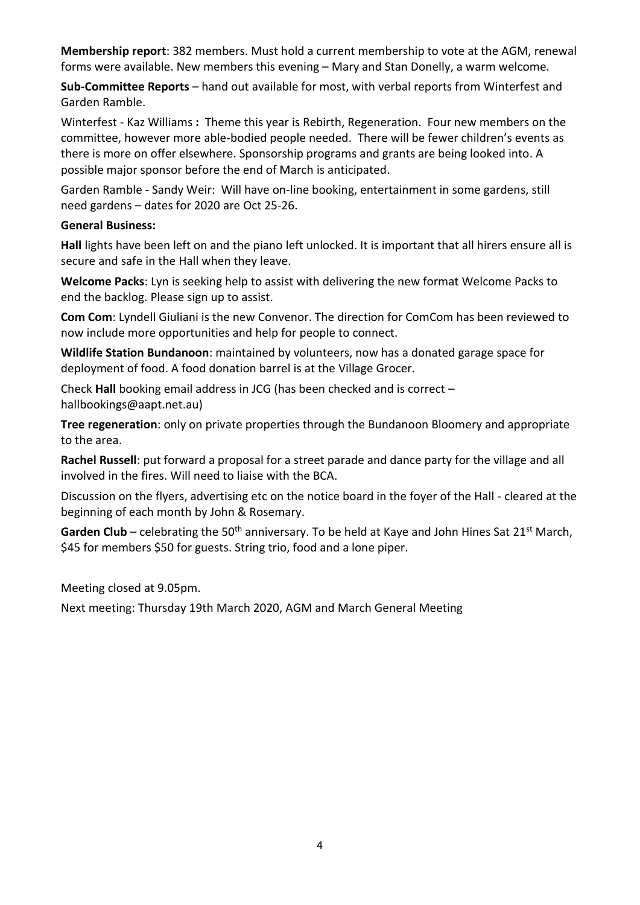**Membership report**: 382 members. Must hold a current membership to vote at the AGM, renewal forms were available. New members this evening – Mary and Stan Donelly, a warm welcome.

**Sub-Committee Reports** – hand out available for most, with verbal reports from Winterfest and Garden Ramble.

Winterfest - Kaz Williams **:** Theme this year is Rebirth, Regeneration. Four new members on the committee, however more able-bodied people needed. There will be fewer children's events as there is more on offer elsewhere. Sponsorship programs and grants are being looked into. A possible major sponsor before the end of March is anticipated.

Garden Ramble - Sandy Weir: Will have on-line booking, entertainment in some gardens, still need gardens – dates for 2020 are Oct 25-26.

**General Business:**

**Hall** lights have been left on and the piano left unlocked. It is important that all hirers ensure all is secure and safe in the Hall when they leave.

**Welcome Packs**: Lyn is seeking help to assist with delivering the new format Welcome Packs to end the backlog. Please sign up to assist.

**Com Com**: Lyndell Giuliani is the new Convenor. The direction for ComCom has been reviewed to now include more opportunities and help for people to connect.

**Wildlife Station Bundanoon**: maintained by volunteers, now has a donated garage space for deployment of food. A food donation barrel is at the Village Grocer.

Check **Hall** booking email address in JCG (has been checked and is correct – hallbookings@aapt.net.au)

**Tree regeneration**: only on private properties through the Bundanoon Bloomery and appropriate to the area.

**Rachel Russell**: put forward a proposal for a street parade and dance party for the village and all involved in the fires. Will need to liaise with the BCA.

Discussion on the flyers, advertising etc on the notice board in the foyer of the Hall - cleared at the beginning of each month by John & Rosemary.

**Garden Club** – celebrating the 50th anniversary. To be held at Kaye and John Hines Sat 21st March, $45 for members $50 for guests. String trio, food and a lone piper.

Meeting closed at 9.05pm.

Next meeting: Thursday 19th March 2020, AGM and March General Meeting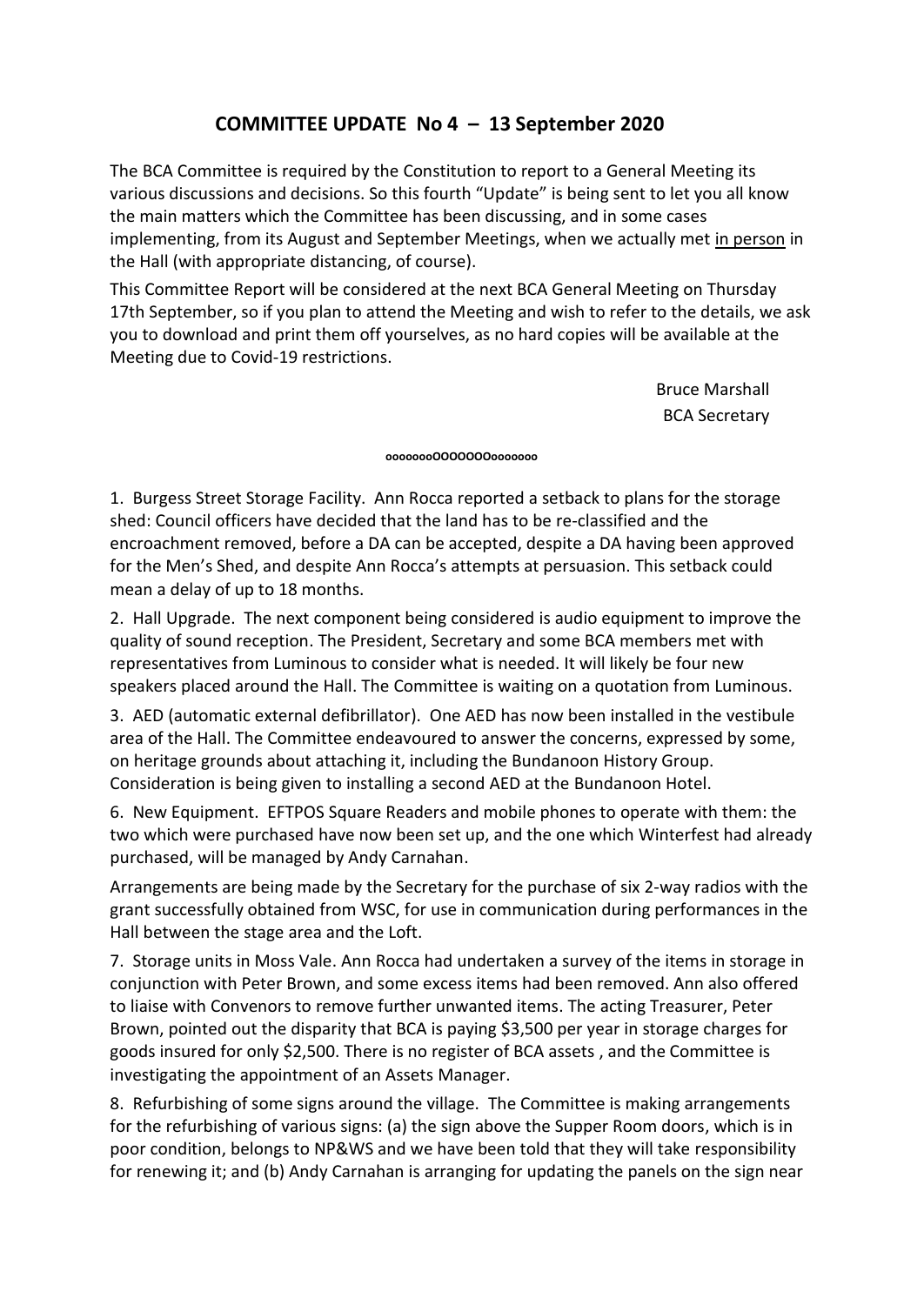## COMMITTEE UPDATE No 4 – 13 September 2020

The BCA Committee is required by the Constitution to report to a General Meeting its various discussions and decisions. So this fourth "Update" is being sent to let you all know the main matters which the Committee has been discussing, and in some cases implementing, from its August and September Meetings, when we actually met in person in the Hall (with appropriate distancing, of course).

This Committee Report will be considered at the next BCA General Meeting on Thursday 17th September, so if you plan to attend the Meeting and wish to refer to the details, we ask you to download and print them off yourselves, as no hard copies will be available at the Meeting due to Covid-19 restrictions.

Bruce Marshall
BCA Secretary

oooooooOOOOOOOooooooo

1. Burgess Street Storage Facility. Ann Rocca reported a setback to plans for the storage shed: Council officers have decided that the land has to be re-classified and the encroachment removed, before a DA can be accepted, despite a DA having been approved for the Men's Shed, and despite Ann Rocca's attempts at persuasion. This setback could mean a delay of up to 18 months.

2. Hall Upgrade. The next component being considered is audio equipment to improve the quality of sound reception. The President, Secretary and some BCA members met with representatives from Luminous to consider what is needed. It will likely be four new speakers placed around the Hall. The Committee is waiting on a quotation from Luminous.

3. AED (automatic external defibrillator). One AED has now been installed in the vestibule area of the Hall. The Committee endeavoured to answer the concerns, expressed by some, on heritage grounds about attaching it, including the Bundanoon History Group. Consideration is being given to installing a second AED at the Bundanoon Hotel.

6. New Equipment. EFTPOS Square Readers and mobile phones to operate with them: the two which were purchased have now been set up, and the one which Winterfest had already purchased, will be managed by Andy Carnahan.

Arrangements are being made by the Secretary for the purchase of six 2-way radios with the grant successfully obtained from WSC, for use in communication during performances in the Hall between the stage area and the Loft.

7. Storage units in Moss Vale. Ann Rocca had undertaken a survey of the items in storage in conjunction with Peter Brown, and some excess items had been removed. Ann also offered to liaise with Convenors to remove further unwanted items. The acting Treasurer, Peter Brown, pointed out the disparity that BCA is paying $3,500 per year in storage charges for goods insured for only $2,500. There is no register of BCA assets , and the Committee is investigating the appointment of an Assets Manager.

8. Refurbishing of some signs around the village. The Committee is making arrangements for the refurbishing of various signs: (a) the sign above the Supper Room doors, which is in poor condition, belongs to NP&WS and we have been told that they will take responsibility for renewing it; and (b) Andy Carnahan is arranging for updating the panels on the sign near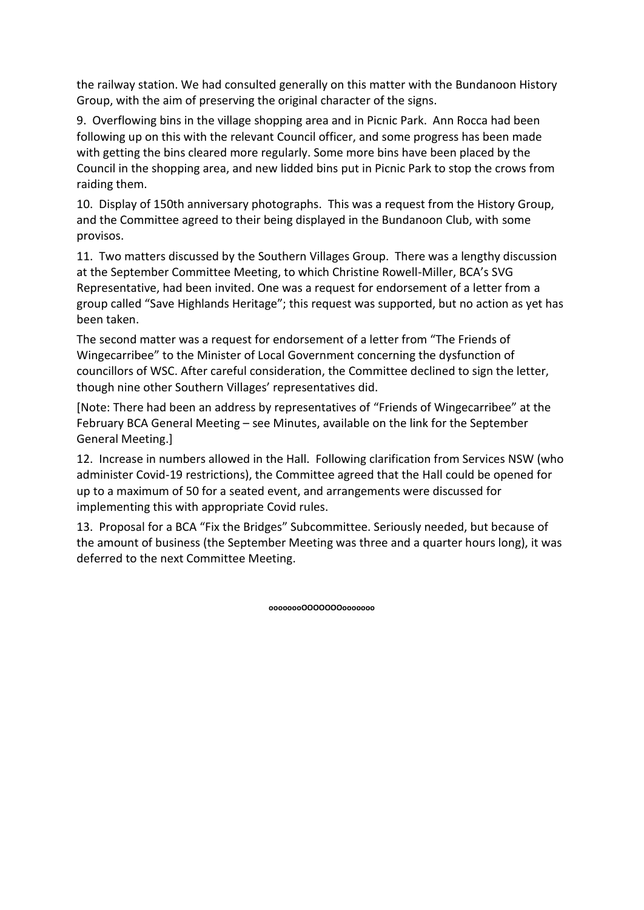the railway station. We had consulted generally on this matter with the Bundanoon History Group, with the aim of preserving the original character of the signs.

9. Overflowing bins in the village shopping area and in Picnic Park. Ann Rocca had been following up on this with the relevant Council officer, and some progress has been made with getting the bins cleared more regularly. Some more bins have been placed by the Council in the shopping area, and new lidded bins put in Picnic Park to stop the crows from raiding them.

10. Display of 150th anniversary photographs. This was a request from the History Group, and the Committee agreed to their being displayed in the Bundanoon Club, with some provisos.

11. Two matters discussed by the Southern Villages Group. There was a lengthy discussion at the September Committee Meeting, to which Christine Rowell-Miller, BCA's SVG Representative, had been invited. One was a request for endorsement of a letter from a group called "Save Highlands Heritage"; this request was supported, but no action as yet has been taken.

The second matter was a request for endorsement of a letter from "The Friends of Wingecarribee" to the Minister of Local Government concerning the dysfunction of councillors of WSC. After careful consideration, the Committee declined to sign the letter, though nine other Southern Villages' representatives did.

[Note: There had been an address by representatives of "Friends of Wingecarribee" at the February BCA General Meeting – see Minutes, available on the link for the September General Meeting.]

12. Increase in numbers allowed in the Hall. Following clarification from Services NSW (who administer Covid-19 restrictions), the Committee agreed that the Hall could be opened for up to a maximum of 50 for a seated event, and arrangements were discussed for implementing this with appropriate Covid rules.

13. Proposal for a BCA "Fix the Bridges" Subcommittee. Seriously needed, but because of the amount of business (the September Meeting was three and a quarter hours long), it was deferred to the next Committee Meeting.

oooooooOOOOOOOooooooo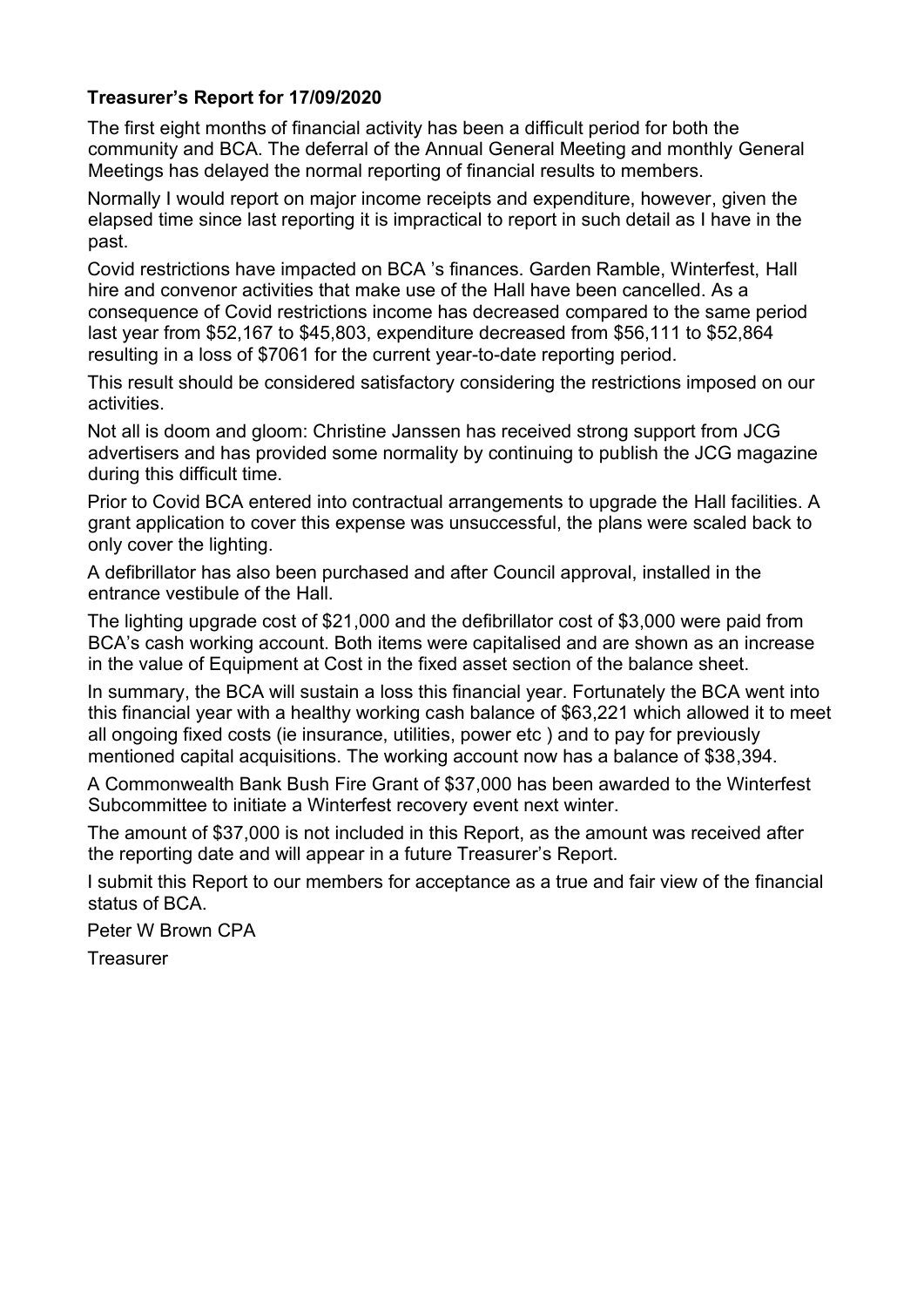**Treasurer's Report for 17/09/2020**

The first eight months of financial activity has been a difficult period for both the community and BCA. The deferral of the Annual General Meeting and monthly General Meetings has delayed the normal reporting of financial results to members.

Normally I would report on major income receipts and expenditure, however, given the elapsed time since last reporting it is impractical to report in such detail as I have in the past.

Covid restrictions have impacted on BCA 's finances. Garden Ramble, Winterfest, Hall hire and convenor activities that make use of the Hall have been cancelled. As a consequence of Covid restrictions income has decreased compared to the same period last year from $52,167 to $45,803, expenditure decreased from $56,111 to $52,864 resulting in a loss of $7061 for the current year-to-date reporting period.

This result should be considered satisfactory considering the restrictions imposed on our activities.

Not all is doom and gloom: Christine Janssen has received strong support from JCG advertisers and has provided some normality by continuing to publish the JCG magazine during this difficult time.

Prior to Covid BCA entered into contractual arrangements to upgrade the Hall facilities. A grant application to cover this expense was unsuccessful, the plans were scaled back to only cover the lighting.

A defibrillator has also been purchased and after Council approval, installed in the entrance vestibule of the Hall.

The lighting upgrade cost of $21,000 and the defibrillator cost of $3,000 were paid from BCA's cash working account. Both items were capitalised and are shown as an increase in the value of Equipment at Cost in the fixed asset section of the balance sheet.

In summary, the BCA will sustain a loss this financial year. Fortunately the BCA went into this financial year with a healthy working cash balance of $63,221 which allowed it to meet all ongoing fixed costs (ie insurance, utilities, power etc ) and to pay for previously mentioned capital acquisitions. The working account now has a balance of $38,394.

A Commonwealth Bank Bush Fire Grant of $37,000 has been awarded to the Winterfest Subcommittee to initiate a Winterfest recovery event next winter.

The amount of $37,000 is not included in this Report, as the amount was received after the reporting date and will appear in a future Treasurer's Report.

I submit this Report to our members for acceptance as a true and fair view of the financial status of BCA.

Peter W Brown CPA

Treasurer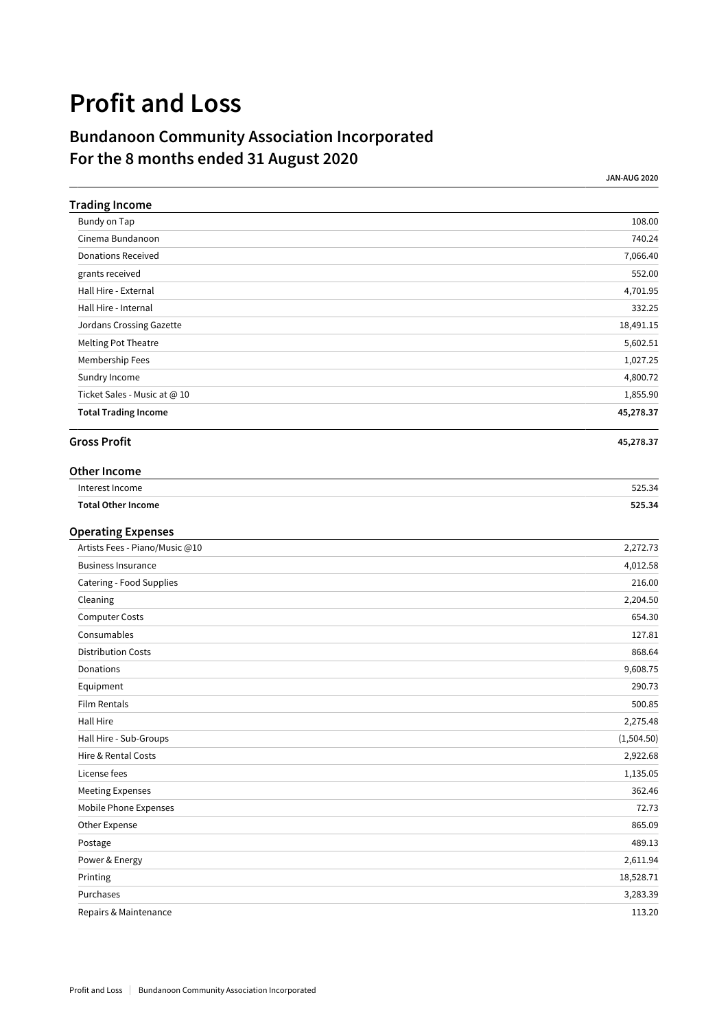# Profit and Loss

## Bundanoon Community Association Incorporated
## For the 8 months ended 31 August 2020

| | JAN-AUG 2020 |
|---|---|
| **Trading Income** | |
| Bundy on Tap | 108.00 |
| Cinema Bundanoon | 740.24 |
| Donations Received | 7,066.40 |
| grants received | 552.00 |
| Hall Hire - External | 4,701.95 |
| Hall Hire - Internal | 332.25 |
| Jordans Crossing Gazette | 18,491.15 |
| Melting Pot Theatre | 5,602.51 |
| Membership Fees | 1,027.25 |
| Sundry Income | 4,800.72 |
| Ticket Sales - Music at @ 10 | 1,855.90 |
| **Total Trading Income** | **45,278.37** |
| **Gross Profit** | **45,278.37** |
| **Other Income** | |
| Interest Income | 525.34 |
| **Total Other Income** | **525.34** |
| **Operating Expenses** | |
| Artists Fees - Piano/Music @10 | 2,272.73 |
| Business Insurance | 4,012.58 |
| Catering - Food Supplies | 216.00 |
| Cleaning | 2,204.50 |
| Computer Costs | 654.30 |
| Consumables | 127.81 |
| Distribution Costs | 868.64 |
| Donations | 9,608.75 |
| Equipment | 290.73 |
| Film Rentals | 500.85 |
| Hall Hire | 2,275.48 |
| Hall Hire - Sub-Groups | (1,504.50) |
| Hire & Rental Costs | 2,922.68 |
| License fees | 1,135.05 |
| Meeting Expenses | 362.46 |
| Mobile Phone Expenses | 72.73 |
| Other Expense | 865.09 |
| Postage | 489.13 |
| Power & Energy | 2,611.94 |
| Printing | 18,528.71 |
| Purchases | 3,283.39 |
| Repairs & Maintenance | 113.20 |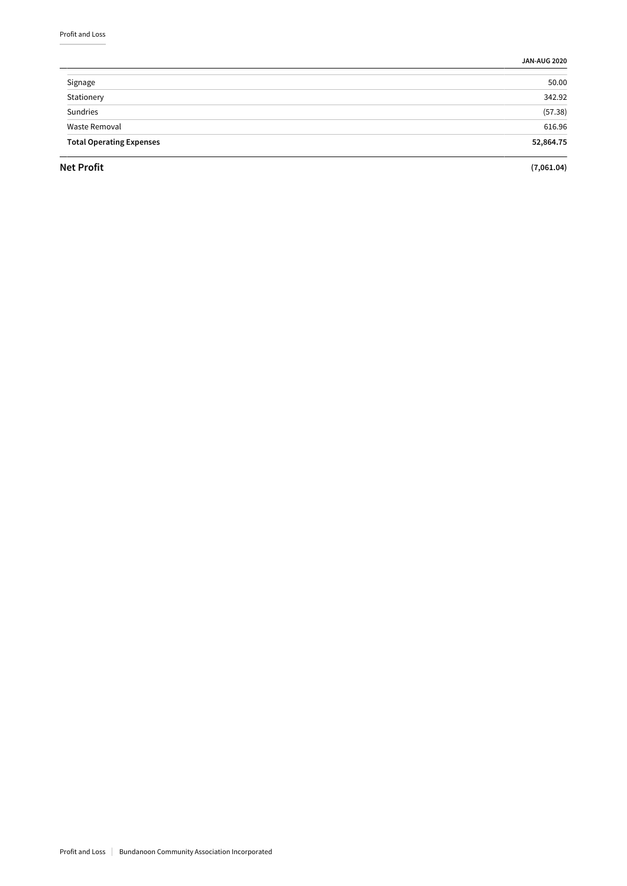| | JAN-AUG 2020 |
|---|---|
| Signage | 50.00 |
| Stationery | 342.92 |
| Sundries | (57.38) |
| Waste Removal | 616.96 |
| **Total Operating Expenses** | **52,864.75** |
| **Net Profit** | **(7,061.04)** |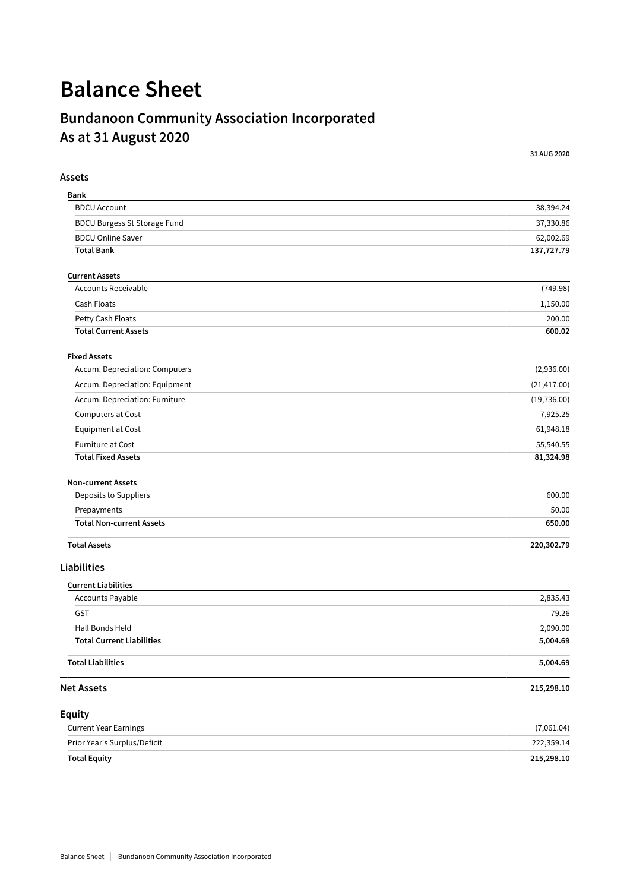# Balance Sheet

## Bundanoon Community Association Incorporated
## As at 31 August 2020

| | 31 AUG 2020 |
|---|---|
| **Assets** | |
| **Bank** | |
| BDCU Account | 38,394.24 |
| BDCU Burgess St Storage Fund | 37,330.86 |
| BDCU Online Saver | 62,002.69 |
| **Total Bank** | **137,727.79** |
| **Current Assets** | |
| Accounts Receivable | (749.98) |
| Cash Floats | 1,150.00 |
| Petty Cash Floats | 200.00 |
| **Total Current Assets** | **600.02** |
| **Fixed Assets** | |
| Accum. Depreciation: Computers | (2,936.00) |
| Accum. Depreciation: Equipment | (21,417.00) |
| Accum. Depreciation: Furniture | (19,736.00) |
| Computers at Cost | 7,925.25 |
| Equipment at Cost | 61,948.18 |
| Furniture at Cost | 55,540.55 |
| **Total Fixed Assets** | **81,324.98** |
| **Non-current Assets** | |
| Deposits to Suppliers | 600.00 |
| Prepayments | 50.00 |
| **Total Non-current Assets** | **650.00** |
| **Total Assets** | **220,302.79** |
| **Liabilities** | |
| **Current Liabilities** | |
| Accounts Payable | 2,835.43 |
| GST | 79.26 |
| Hall Bonds Held | 2,090.00 |
| **Total Current Liabilities** | **5,004.69** |
| **Total Liabilities** | **5,004.69** |
| **Net Assets** | **215,298.10** |
| **Equity** | |
| Current Year Earnings | (7,061.04) |
| Prior Year's Surplus/Deficit | 222,359.14 |
| **Total Equity** | **215,298.10** |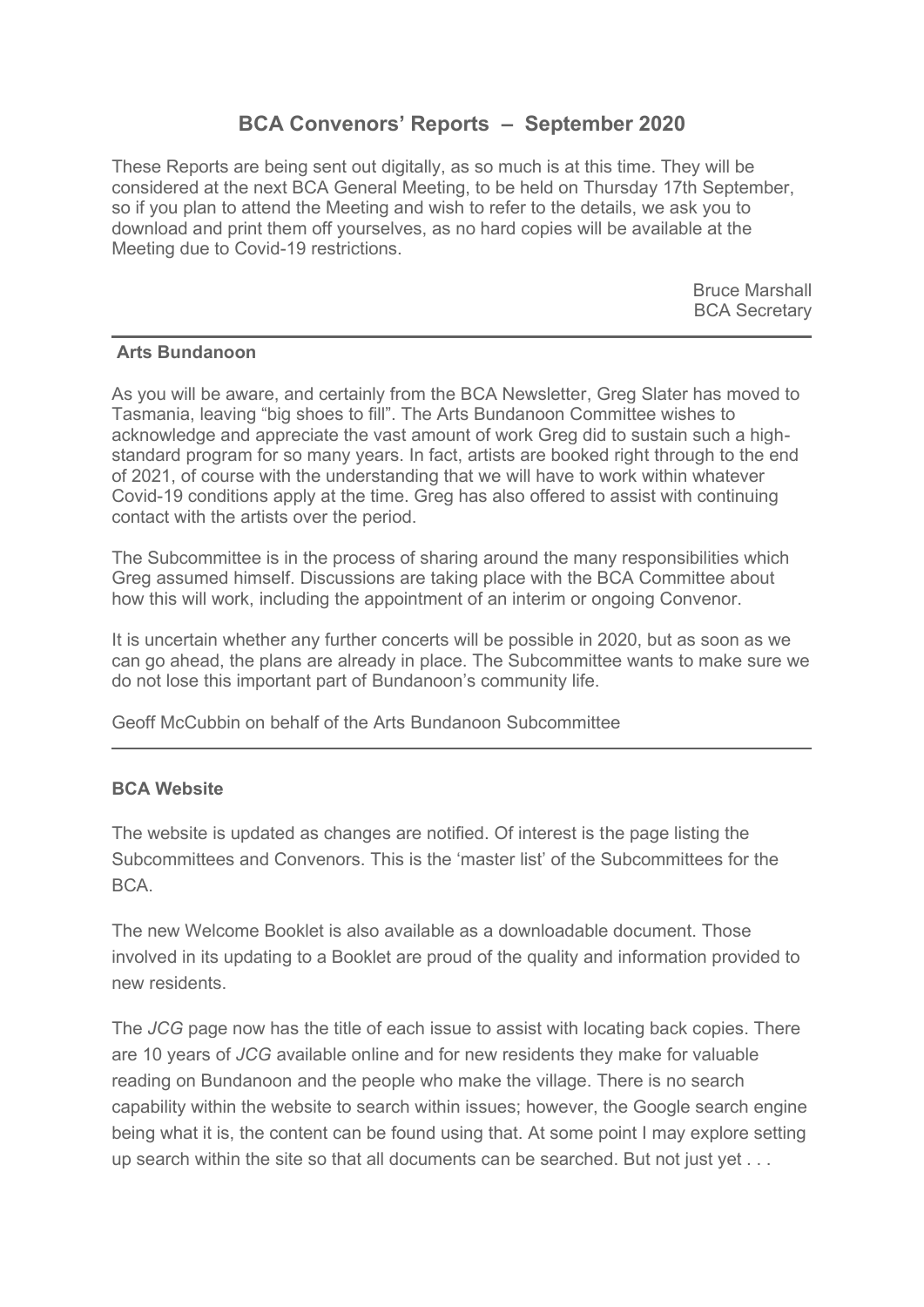# BCA Convenors' Reports – September 2020

These Reports are being sent out digitally, as so much is at this time. They will be considered at the next BCA General Meeting, to be held on Thursday 17th September, so if you plan to attend the Meeting and wish to refer to the details, we ask you to download and print them off yourselves, as no hard copies will be available at the Meeting due to Covid-19 restrictions.

Bruce Marshall
BCA Secretary

---

**Arts Bundanoon**

As you will be aware, and certainly from the BCA Newsletter, Greg Slater has moved to Tasmania, leaving "big shoes to fill". The Arts Bundanoon Committee wishes to acknowledge and appreciate the vast amount of work Greg did to sustain such a high-standard program for so many years. In fact, artists are booked right through to the end of 2021, of course with the understanding that we will have to work within whatever Covid-19 conditions apply at the time. Greg has also offered to assist with continuing contact with the artists over the period.

The Subcommittee is in the process of sharing around the many responsibilities which Greg assumed himself. Discussions are taking place with the BCA Committee about how this will work, including the appointment of an interim or ongoing Convenor.

It is uncertain whether any further concerts will be possible in 2020, but as soon as we can go ahead, the plans are already in place. The Subcommittee wants to make sure we do not lose this important part of Bundanoon's community life.

Geoff McCubbin on behalf of the Arts Bundanoon Subcommittee

---

**BCA Website**

The website is updated as changes are notified. Of interest is the page listing the Subcommittees and Convenors. This is the 'master list' of the Subcommittees for the BCA.

The new Welcome Booklet is also available as a downloadable document. Those involved in its updating to a Booklet are proud of the quality and information provided to new residents.

The *JCG* page now has the title of each issue to assist with locating back copies. There are 10 years of *JCG* available online and for new residents they make for valuable reading on Bundanoon and the people who make the village. There is no search capability within the website to search within issues; however, the Google search engine being what it is, the content can be found using that. At some point I may explore setting up search within the site so that all documents can be searched. But not just yet . . .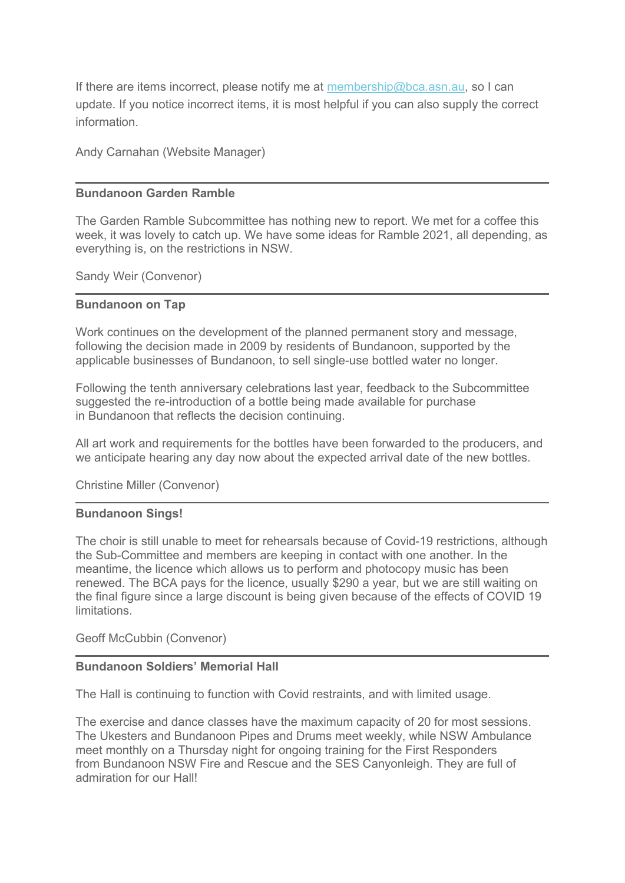If there are items incorrect, please notify me at [membership@bca.asn.au](mailto:membership@bca.asn.au), so I can update. If you notice incorrect items, it is most helpful if you can also supply the correct information.

Andy Carnahan (Website Manager)

---

**Bundanoon Garden Ramble**

The Garden Ramble Subcommittee has nothing new to report. We met for a coffee this week, it was lovely to catch up. We have some ideas for Ramble 2021, all depending, as everything is, on the restrictions in NSW.

Sandy Weir (Convenor)

---

**Bundanoon on Tap**

Work continues on the development of the planned permanent story and message, following the decision made in 2009 by residents of Bundanoon, supported by the applicable businesses of Bundanoon, to sell single-use bottled water no longer.

Following the tenth anniversary celebrations last year, feedback to the Subcommittee suggested the re-introduction of a bottle being made available for purchase in Bundanoon that reflects the decision continuing.

All art work and requirements for the bottles have been forwarded to the producers, and we anticipate hearing any day now about the expected arrival date of the new bottles.

Christine Miller (Convenor)

---

**Bundanoon Sings!**

The choir is still unable to meet for rehearsals because of Covid-19 restrictions, although the Sub-Committee and members are keeping in contact with one another. In the meantime, the licence which allows us to perform and photocopy music has been renewed. The BCA pays for the licence, usually $290 a year, but we are still waiting on the final figure since a large discount is being given because of the effects of COVID 19 limitations.

Geoff McCubbin (Convenor)

---

**Bundanoon Soldiers' Memorial Hall**

The Hall is continuing to function with Covid restraints, and with limited usage.

The exercise and dance classes have the maximum capacity of 20 for most sessions. The Ukesters and Bundanoon Pipes and Drums meet weekly, while NSW Ambulance meet monthly on a Thursday night for ongoing training for the First Responders from Bundanoon NSW Fire and Rescue and the SES Canyonleigh. They are full of admiration for our Hall!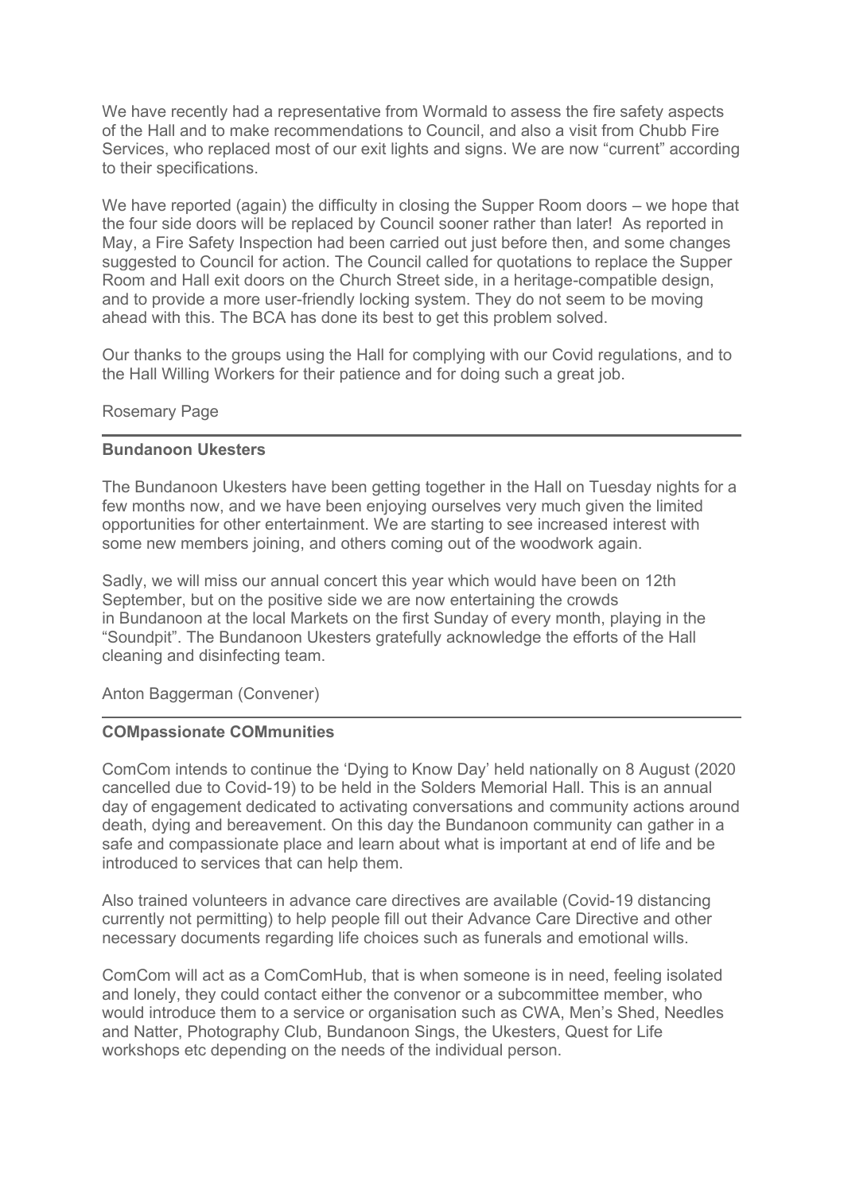We have recently had a representative from Wormald to assess the fire safety aspects of the Hall and to make recommendations to Council, and also a visit from Chubb Fire Services, who replaced most of our exit lights and signs. We are now "current" according to their specifications.

We have reported (again) the difficulty in closing the Supper Room doors – we hope that the four side doors will be replaced by Council sooner rather than later! As reported in May, a Fire Safety Inspection had been carried out just before then, and some changes suggested to Council for action. The Council called for quotations to replace the Supper Room and Hall exit doors on the Church Street side, in a heritage-compatible design, and to provide a more user-friendly locking system. They do not seem to be moving ahead with this. The BCA has done its best to get this problem solved.

Our thanks to the groups using the Hall for complying with our Covid regulations, and to the Hall Willing Workers for their patience and for doing such a great job.

Rosemary Page

---

**Bundanoon Ukesters**

The Bundanoon Ukesters have been getting together in the Hall on Tuesday nights for a few months now, and we have been enjoying ourselves very much given the limited opportunities for other entertainment. We are starting to see increased interest with some new members joining, and others coming out of the woodwork again.

Sadly, we will miss our annual concert this year which would have been on 12th September, but on the positive side we are now entertaining the crowds in Bundanoon at the local Markets on the first Sunday of every month, playing in the "Soundpit". The Bundanoon Ukesters gratefully acknowledge the efforts of the Hall cleaning and disinfecting team.

Anton Baggerman (Convener)

---

**COMpassionate COMmunities**

ComCom intends to continue the 'Dying to Know Day' held nationally on 8 August (2020 cancelled due to Covid-19) to be held in the Solders Memorial Hall. This is an annual day of engagement dedicated to activating conversations and community actions around death, dying and bereavement. On this day the Bundanoon community can gather in a safe and compassionate place and learn about what is important at end of life and be introduced to services that can help them.

Also trained volunteers in advance care directives are available (Covid-19 distancing currently not permitting) to help people fill out their Advance Care Directive and other necessary documents regarding life choices such as funerals and emotional wills.

ComCom will act as a ComComHub, that is when someone is in need, feeling isolated and lonely, they could contact either the convenor or a subcommittee member, who would introduce them to a service or organisation such as CWA, Men's Shed, Needles and Natter, Photography Club, Bundanoon Sings, the Ukesters, Quest for Life workshops etc depending on the needs of the individual person.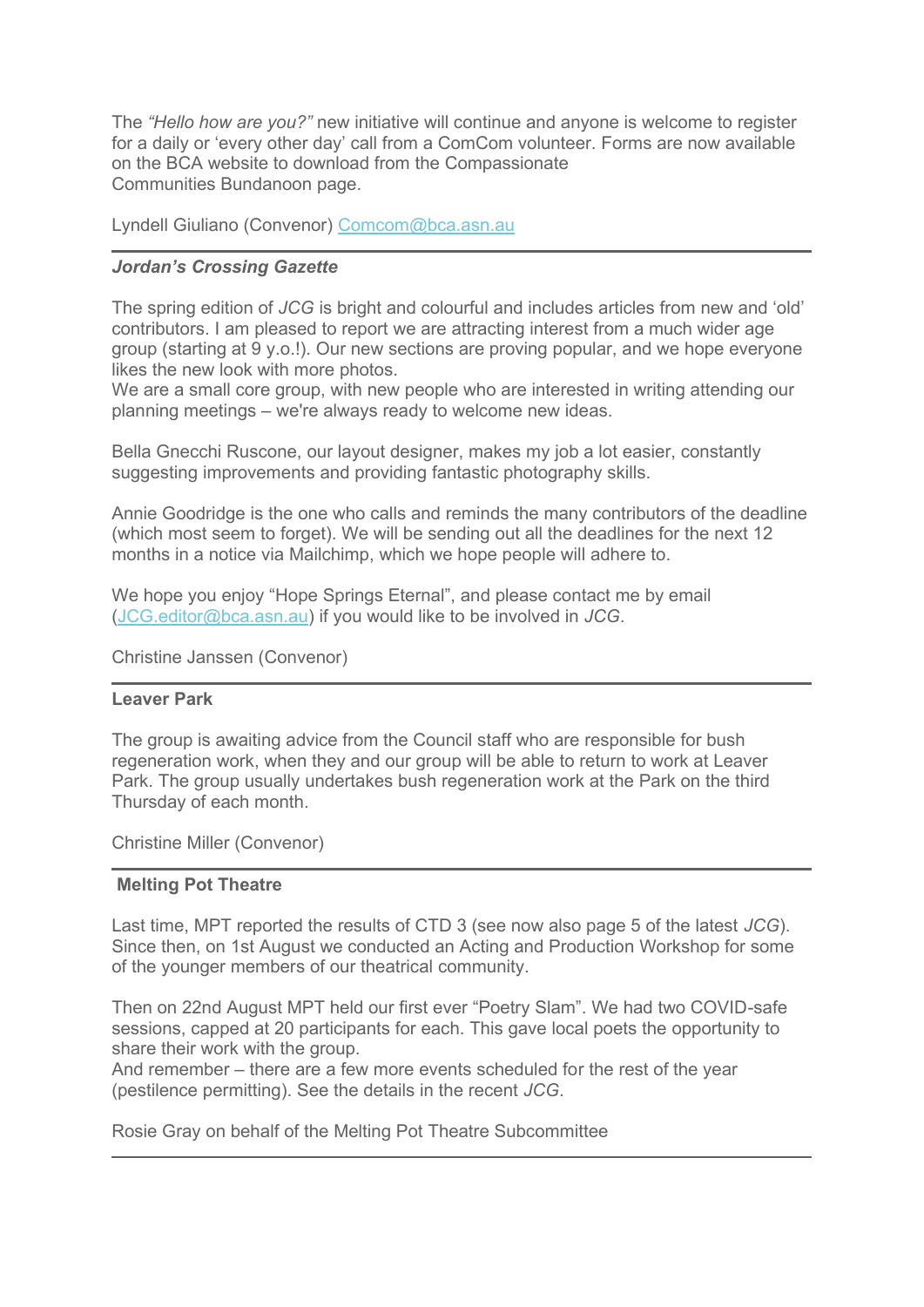The *"Hello how are you?"* new initiative will continue and anyone is welcome to register for a daily or 'every other day' call from a ComCom volunteer. Forms are now available on the BCA website to download from the Compassionate Communities Bundanoon page.

Lyndell Giuliano (Convenor) [Comcom@bca.asn.au](mailto:Comcom@bca.asn.au)

---

***Jordan's Crossing Gazette***

The spring edition of *JCG* is bright and colourful and includes articles from new and 'old' contributors. I am pleased to report we are attracting interest from a much wider age group (starting at 9 y.o.!). Our new sections are proving popular, and we hope everyone likes the new look with more photos.
We are a small core group, with new people who are interested in writing attending our planning meetings – we're always ready to welcome new ideas.

Bella Gnecchi Ruscone, our layout designer, makes my job a lot easier, constantly suggesting improvements and providing fantastic photography skills.

Annie Goodridge is the one who calls and reminds the many contributors of the deadline (which most seem to forget). We will be sending out all the deadlines for the next 12 months in a notice via Mailchimp, which we hope people will adhere to.

We hope you enjoy "Hope Springs Eternal", and please contact me by email ([JCG.editor@bca.asn.au](mailto:JCG.editor@bca.asn.au)) if you would like to be involved in *JCG*.

Christine Janssen (Convenor)

---

**Leaver Park**

The group is awaiting advice from the Council staff who are responsible for bush regeneration work, when they and our group will be able to return to work at Leaver Park. The group usually undertakes bush regeneration work at the Park on the third Thursday of each month.

Christine Miller (Convenor)

---

**Melting Pot Theatre**

Last time, MPT reported the results of CTD 3 (see now also page 5 of the latest *JCG*). Since then, on 1st August we conducted an Acting and Production Workshop for some of the younger members of our theatrical community.

Then on 22nd August MPT held our first ever "Poetry Slam". We had two COVID-safe sessions, capped at 20 participants for each. This gave local poets the opportunity to share their work with the group.
And remember – there are a few more events scheduled for the rest of the year (pestilence permitting). See the details in the recent *JCG*.

Rosie Gray on behalf of the Melting Pot Theatre Subcommittee

---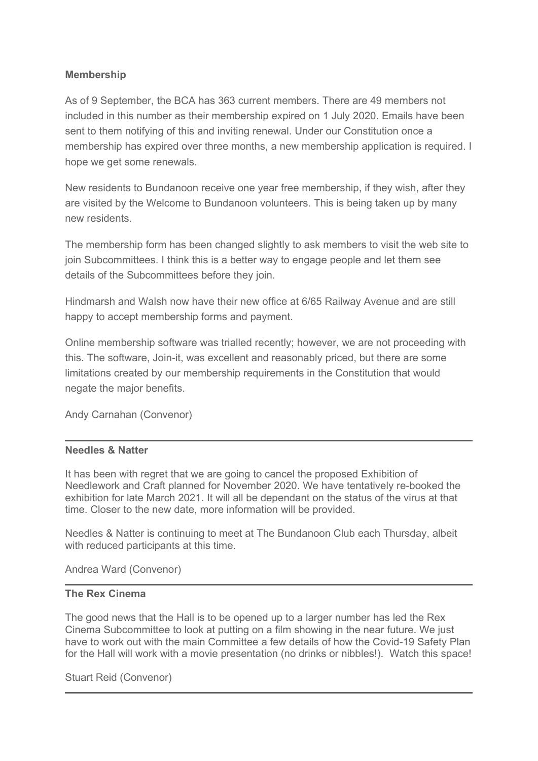**Membership**

As of 9 September, the BCA has 363 current members. There are 49 members not included in this number as their membership expired on 1 July 2020. Emails have been sent to them notifying of this and inviting renewal. Under our Constitution once a membership has expired over three months, a new membership application is required. I hope we get some renewals.

New residents to Bundanoon receive one year free membership, if they wish, after they are visited by the Welcome to Bundanoon volunteers. This is being taken up by many new residents.

The membership form has been changed slightly to ask members to visit the web site to join Subcommittees. I think this is a better way to engage people and let them see details of the Subcommittees before they join.

Hindmarsh and Walsh now have their new office at 6/65 Railway Avenue and are still happy to accept membership forms and payment.

Online membership software was trialled recently; however, we are not proceeding with this. The software, Join-it, was excellent and reasonably priced, but there are some limitations created by our membership requirements in the Constitution that would negate the major benefits.

Andy Carnahan (Convenor)

---

**Needles & Natter**

It has been with regret that we are going to cancel the proposed Exhibition of Needlework and Craft planned for November 2020. We have tentatively re-booked the exhibition for late March 2021. It will all be dependant on the status of the virus at that time. Closer to the new date, more information will be provided.

Needles & Natter is continuing to meet at The Bundanoon Club each Thursday, albeit with reduced participants at this time.

Andrea Ward (Convenor)

---

**The Rex Cinema**

The good news that the Hall is to be opened up to a larger number has led the Rex Cinema Subcommittee to look at putting on a film showing in the near future. We just have to work out with the main Committee a few details of how the Covid-19 Safety Plan for the Hall will work with a movie presentation (no drinks or nibbles!). Watch this space!

Stuart Reid (Convenor)

---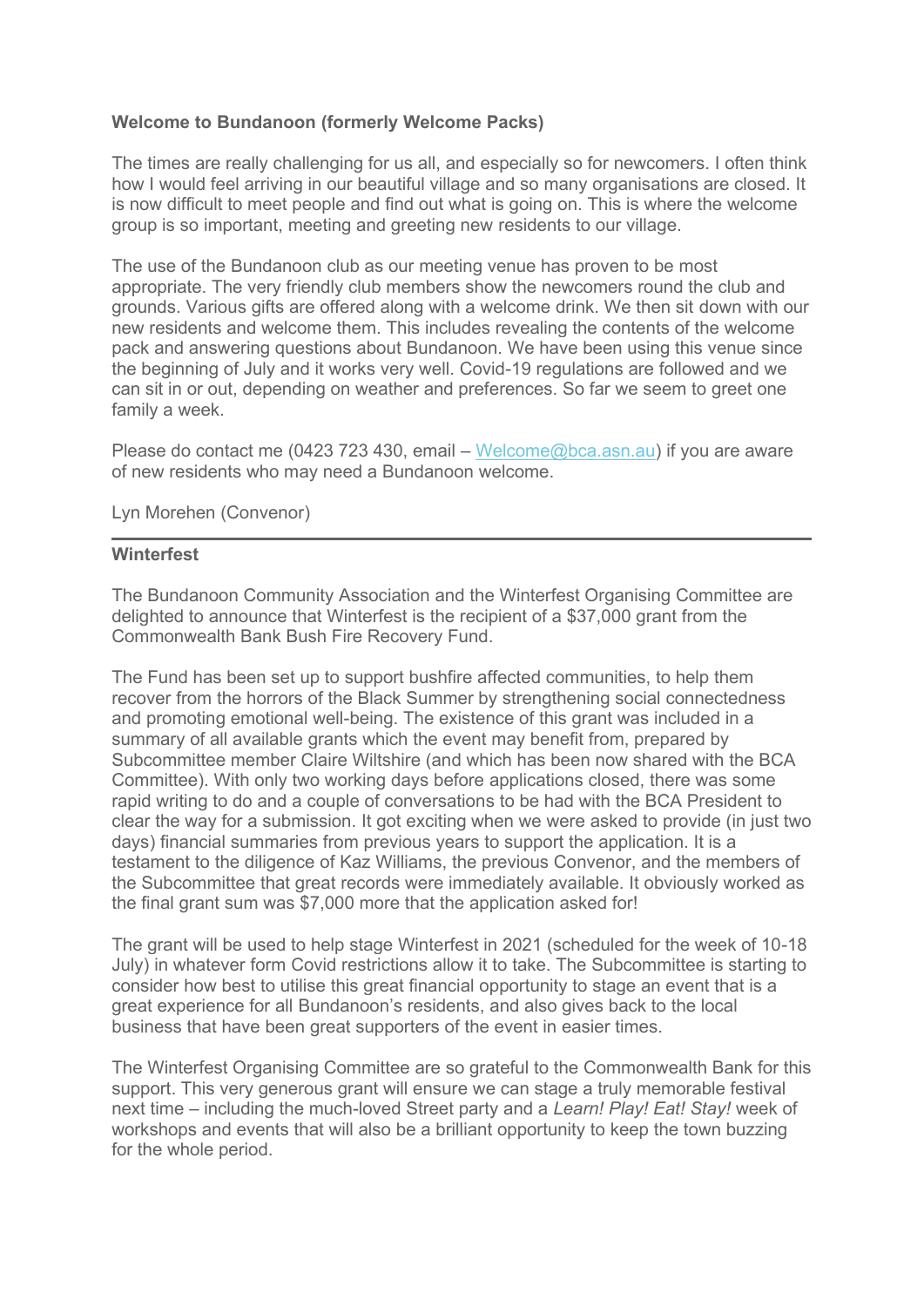**Welcome to Bundanoon (formerly Welcome Packs)**

The times are really challenging for us all, and especially so for newcomers. I often think how I would feel arriving in our beautiful village and so many organisations are closed. It is now difficult to meet people and find out what is going on. This is where the welcome group is so important, meeting and greeting new residents to our village.

The use of the Bundanoon club as our meeting venue has proven to be most appropriate. The very friendly club members show the newcomers round the club and grounds. Various gifts are offered along with a welcome drink. We then sit down with our new residents and welcome them. This includes revealing the contents of the welcome pack and answering questions about Bundanoon. We have been using this venue since the beginning of July and it works very well. Covid-19 regulations are followed and we can sit in or out, depending on weather and preferences. So far we seem to greet one family a week.

Please do contact me (0423 723 430, email – Welcome@bca.asn.au) if you are aware of new residents who may need a Bundanoon welcome.

Lyn Morehen (Convenor)

---

**Winterfest**

The Bundanoon Community Association and the Winterfest Organising Committee are delighted to announce that Winterfest is the recipient of a $37,000 grant from the Commonwealth Bank Bush Fire Recovery Fund.

The Fund has been set up to support bushfire affected communities, to help them recover from the horrors of the Black Summer by strengthening social connectedness and promoting emotional well-being. The existence of this grant was included in a summary of all available grants which the event may benefit from, prepared by Subcommittee member Claire Wiltshire (and which has been now shared with the BCA Committee). With only two working days before applications closed, there was some rapid writing to do and a couple of conversations to be had with the BCA President to clear the way for a submission. It got exciting when we were asked to provide (in just two days) financial summaries from previous years to support the application. It is a testament to the diligence of Kaz Williams, the previous Convenor, and the members of the Subcommittee that great records were immediately available. It obviously worked as the final grant sum was $7,000 more that the application asked for!

The grant will be used to help stage Winterfest in 2021 (scheduled for the week of 10-18 July) in whatever form Covid restrictions allow it to take. The Subcommittee is starting to consider how best to utilise this great financial opportunity to stage an event that is a great experience for all Bundanoon's residents, and also gives back to the local business that have been great supporters of the event in easier times.

The Winterfest Organising Committee are so grateful to the Commonwealth Bank for this support. This very generous grant will ensure we can stage a truly memorable festival next time – including the much-loved Street party and a *Learn! Play! Eat! Stay!* week of workshops and events that will also be a brilliant opportunity to keep the town buzzing for the whole period.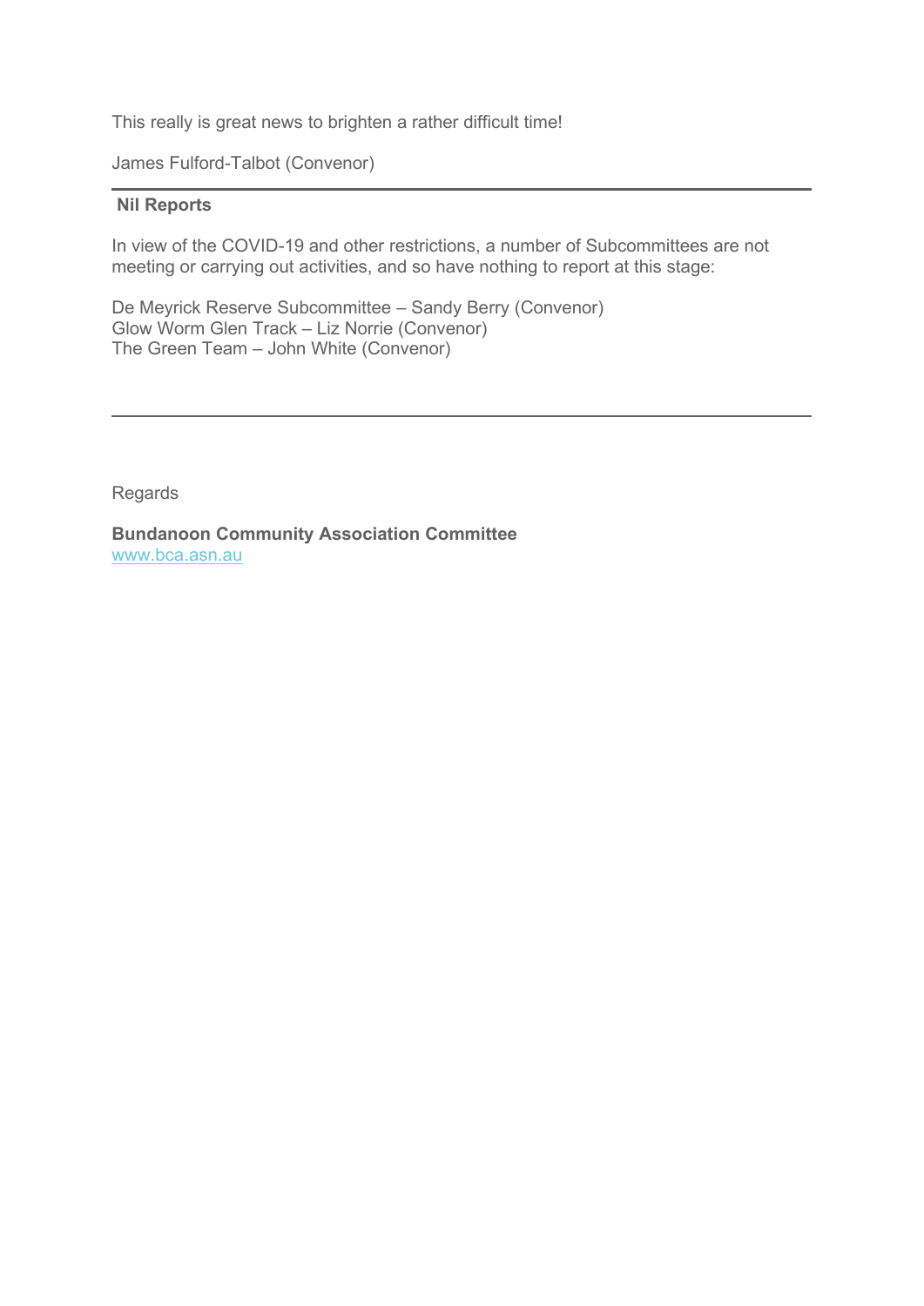This really is great news to brighten a rather difficult time!

James Fulford-Talbot (Convenor)

---

**Nil Reports**

In view of the COVID-19 and other restrictions, a number of Subcommittees are not meeting or carrying out activities, and so have nothing to report at this stage:

De Meyrick Reserve Subcommittee – Sandy Berry (Convenor)
Glow Worm Glen Track – Liz Norrie (Convenor)
The Green Team – John White (Convenor)

---

Regards

**Bundanoon Community Association Committee**
www.bca.asn.au